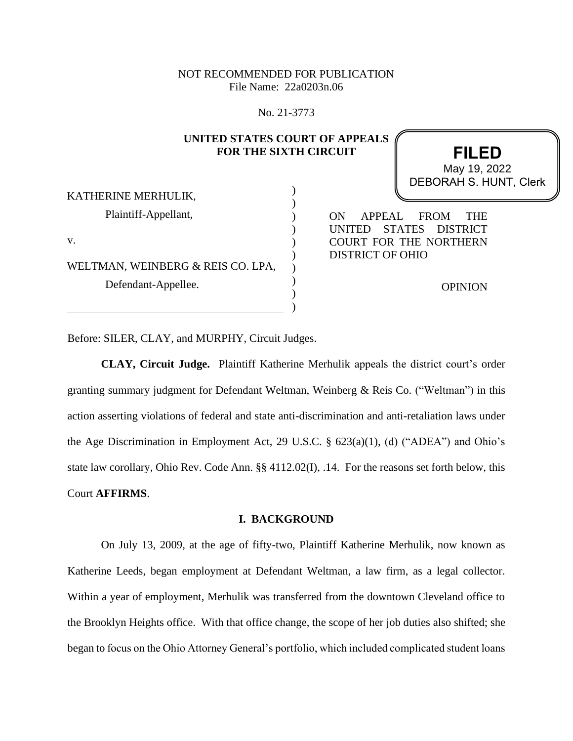NOT RECOMMENDED FOR PUBLICATION
File Name: 22a0203n.06

No. 21-3773

**UNITED STATES COURT OF APPEALS**
**FOR THE SIXTH CIRCUIT**

**FILED**
May 19, 2022
DEBORAH S. HUNT, Clerk

KATHERINE MERHULIK,
Plaintiff-Appellant,

v.

WELTMAN, WEINBERG & REIS CO. LPA,
Defendant-Appellee.

ON APPEAL FROM THE UNITED STATES DISTRICT COURT FOR THE NORTHERN DISTRICT OF OHIO

OPINION

Before: SILER, CLAY, and MURPHY, Circuit Judges.

**CLAY, Circuit Judge.** Plaintiff Katherine Merhulik appeals the district court's order granting summary judgment for Defendant Weltman, Weinberg & Reis Co. ("Weltman") in this action asserting violations of federal and state anti-discrimination and anti-retaliation laws under the Age Discrimination in Employment Act, 29 U.S.C. § 623(a)(1), (d) ("ADEA") and Ohio's state law corollary, Ohio Rev. Code Ann. §§ 4112.02(I), .14. For the reasons set forth below, this Court **AFFIRMS**.

## I. BACKGROUND

On July 13, 2009, at the age of fifty-two, Plaintiff Katherine Merhulik, now known as Katherine Leeds, began employment at Defendant Weltman, a law firm, as a legal collector. Within a year of employment, Merhulik was transferred from the downtown Cleveland office to the Brooklyn Heights office. With that office change, the scope of her job duties also shifted; she began to focus on the Ohio Attorney General's portfolio, which included complicated student loans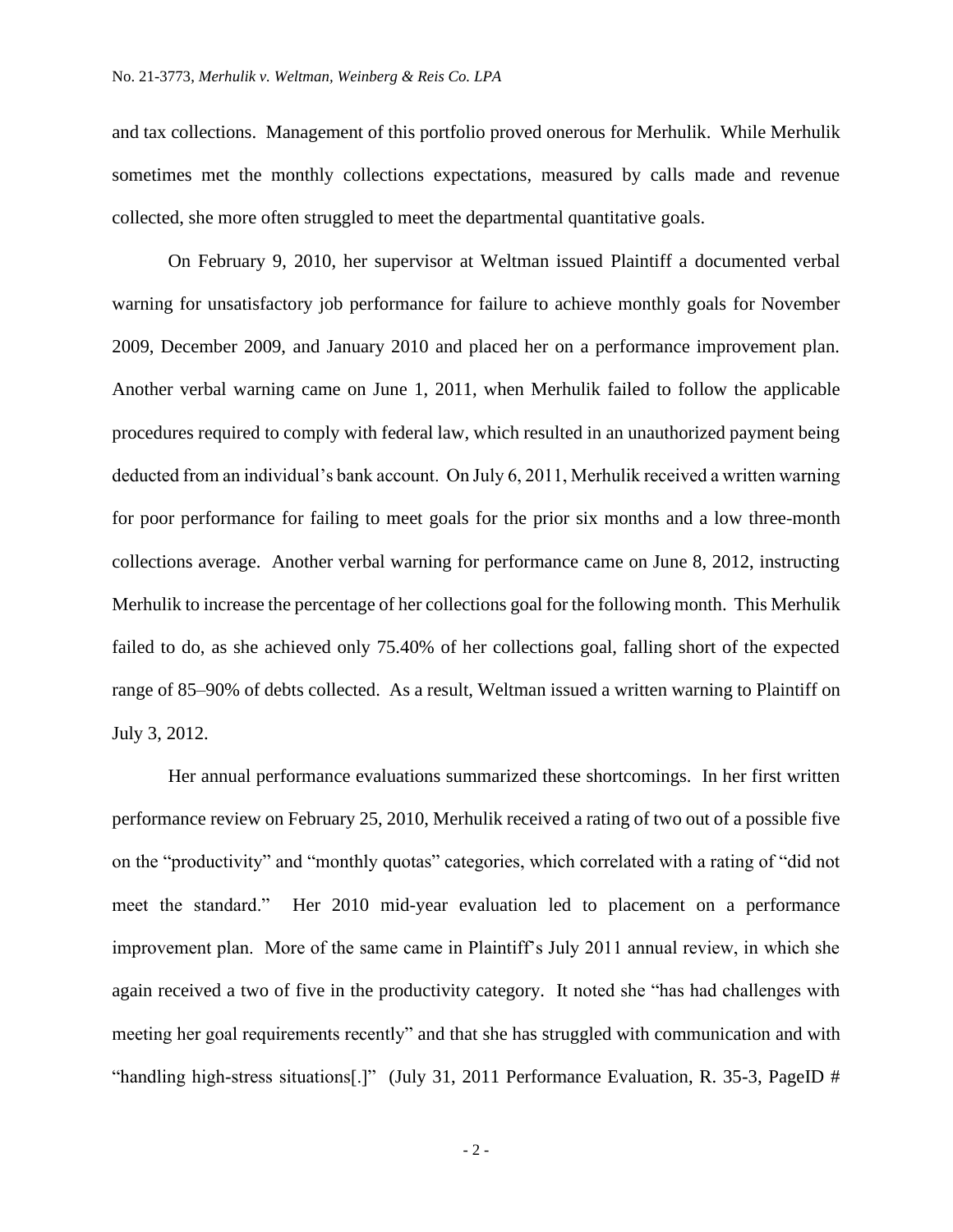and tax collections. Management of this portfolio proved onerous for Merhulik. While Merhulik sometimes met the monthly collections expectations, measured by calls made and revenue collected, she more often struggled to meet the departmental quantitative goals.

On February 9, 2010, her supervisor at Weltman issued Plaintiff a documented verbal warning for unsatisfactory job performance for failure to achieve monthly goals for November 2009, December 2009, and January 2010 and placed her on a performance improvement plan. Another verbal warning came on June 1, 2011, when Merhulik failed to follow the applicable procedures required to comply with federal law, which resulted in an unauthorized payment being deducted from an individual's bank account. On July 6, 2011, Merhulik received a written warning for poor performance for failing to meet goals for the prior six months and a low three-month collections average. Another verbal warning for performance came on June 8, 2012, instructing Merhulik to increase the percentage of her collections goal for the following month. This Merhulik failed to do, as she achieved only 75.40% of her collections goal, falling short of the expected range of 85–90% of debts collected. As a result, Weltman issued a written warning to Plaintiff on July 3, 2012.

Her annual performance evaluations summarized these shortcomings. In her first written performance review on February 25, 2010, Merhulik received a rating of two out of a possible five on the "productivity" and "monthly quotas" categories, which correlated with a rating of "did not meet the standard." Her 2010 mid-year evaluation led to placement on a performance improvement plan. More of the same came in Plaintiff's July 2011 annual review, in which she again received a two of five in the productivity category. It noted she "has had challenges with meeting her goal requirements recently" and that she has struggled with communication and with "handling high-stress situations[.]" (July 31, 2011 Performance Evaluation, R. 35-3, PageID #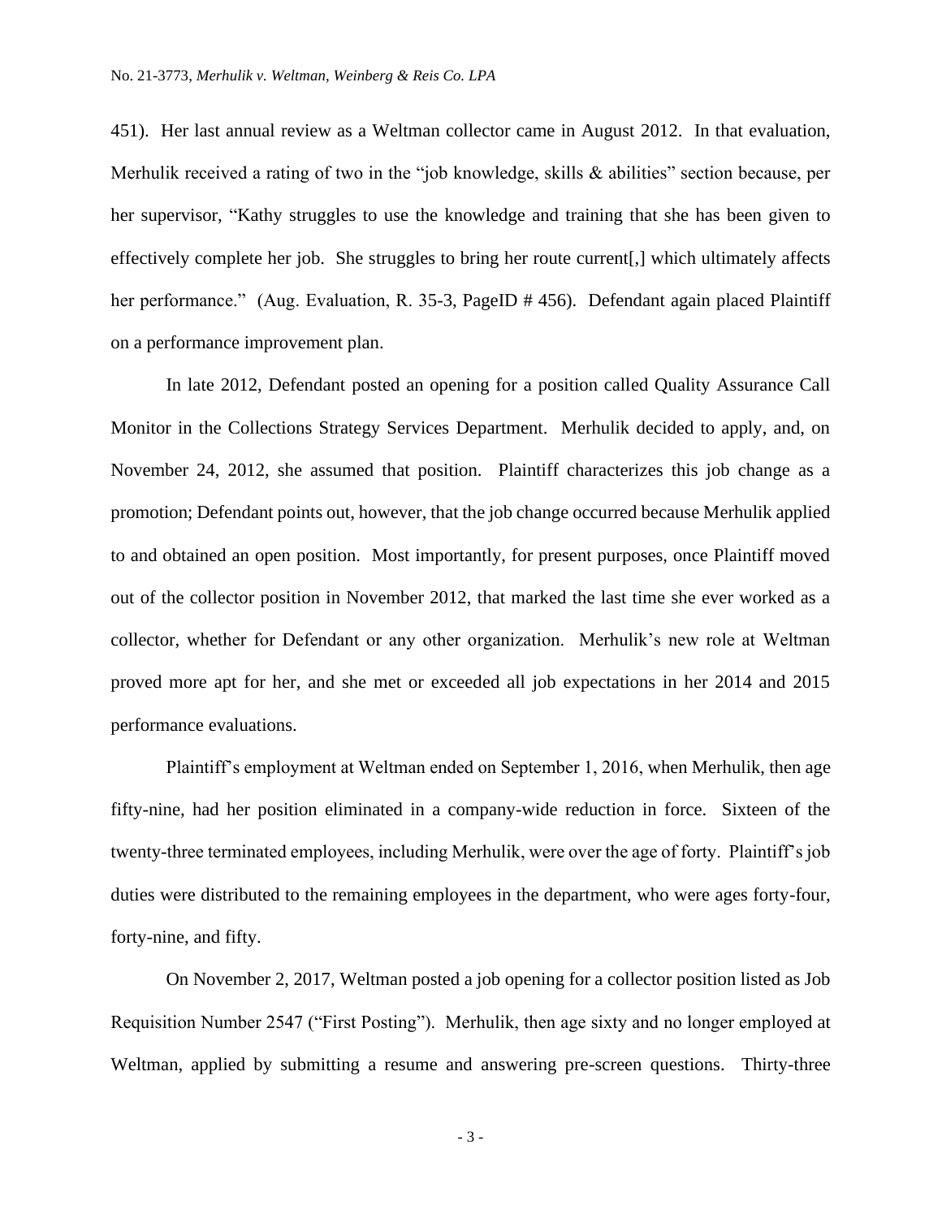451). Her last annual review as a Weltman collector came in August 2012. In that evaluation, Merhulik received a rating of two in the "job knowledge, skills & abilities" section because, per her supervisor, "Kathy struggles to use the knowledge and training that she has been given to effectively complete her job. She struggles to bring her route current[,] which ultimately affects her performance." (Aug. Evaluation, R. 35-3, PageID # 456). Defendant again placed Plaintiff on a performance improvement plan.

In late 2012, Defendant posted an opening for a position called Quality Assurance Call Monitor in the Collections Strategy Services Department. Merhulik decided to apply, and, on November 24, 2012, she assumed that position. Plaintiff characterizes this job change as a promotion; Defendant points out, however, that the job change occurred because Merhulik applied to and obtained an open position. Most importantly, for present purposes, once Plaintiff moved out of the collector position in November 2012, that marked the last time she ever worked as a collector, whether for Defendant or any other organization. Merhulik's new role at Weltman proved more apt for her, and she met or exceeded all job expectations in her 2014 and 2015 performance evaluations.

Plaintiff's employment at Weltman ended on September 1, 2016, when Merhulik, then age fifty-nine, had her position eliminated in a company-wide reduction in force. Sixteen of the twenty-three terminated employees, including Merhulik, were over the age of forty. Plaintiff's job duties were distributed to the remaining employees in the department, who were ages forty-four, forty-nine, and fifty.

On November 2, 2017, Weltman posted a job opening for a collector position listed as Job Requisition Number 2547 ("First Posting"). Merhulik, then age sixty and no longer employed at Weltman, applied by submitting a resume and answering pre-screen questions. Thirty-three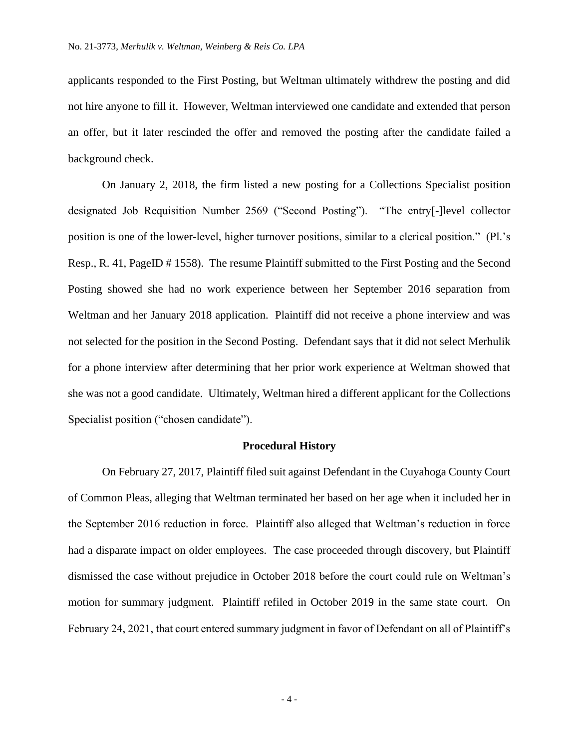applicants responded to the First Posting, but Weltman ultimately withdrew the posting and did not hire anyone to fill it. However, Weltman interviewed one candidate and extended that person an offer, but it later rescinded the offer and removed the posting after the candidate failed a background check.

On January 2, 2018, the firm listed a new posting for a Collections Specialist position designated Job Requisition Number 2569 ("Second Posting"). "The entry[-]level collector position is one of the lower-level, higher turnover positions, similar to a clerical position." (Pl.'s Resp., R. 41, PageID # 1558). The resume Plaintiff submitted to the First Posting and the Second Posting showed she had no work experience between her September 2016 separation from Weltman and her January 2018 application. Plaintiff did not receive a phone interview and was not selected for the position in the Second Posting. Defendant says that it did not select Merhulik for a phone interview after determining that her prior work experience at Weltman showed that she was not a good candidate. Ultimately, Weltman hired a different applicant for the Collections Specialist position ("chosen candidate").

## Procedural History

On February 27, 2017, Plaintiff filed suit against Defendant in the Cuyahoga County Court of Common Pleas, alleging that Weltman terminated her based on her age when it included her in the September 2016 reduction in force. Plaintiff also alleged that Weltman's reduction in force had a disparate impact on older employees. The case proceeded through discovery, but Plaintiff dismissed the case without prejudice in October 2018 before the court could rule on Weltman's motion for summary judgment. Plaintiff refiled in October 2019 in the same state court. On February 24, 2021, that court entered summary judgment in favor of Defendant on all of Plaintiff's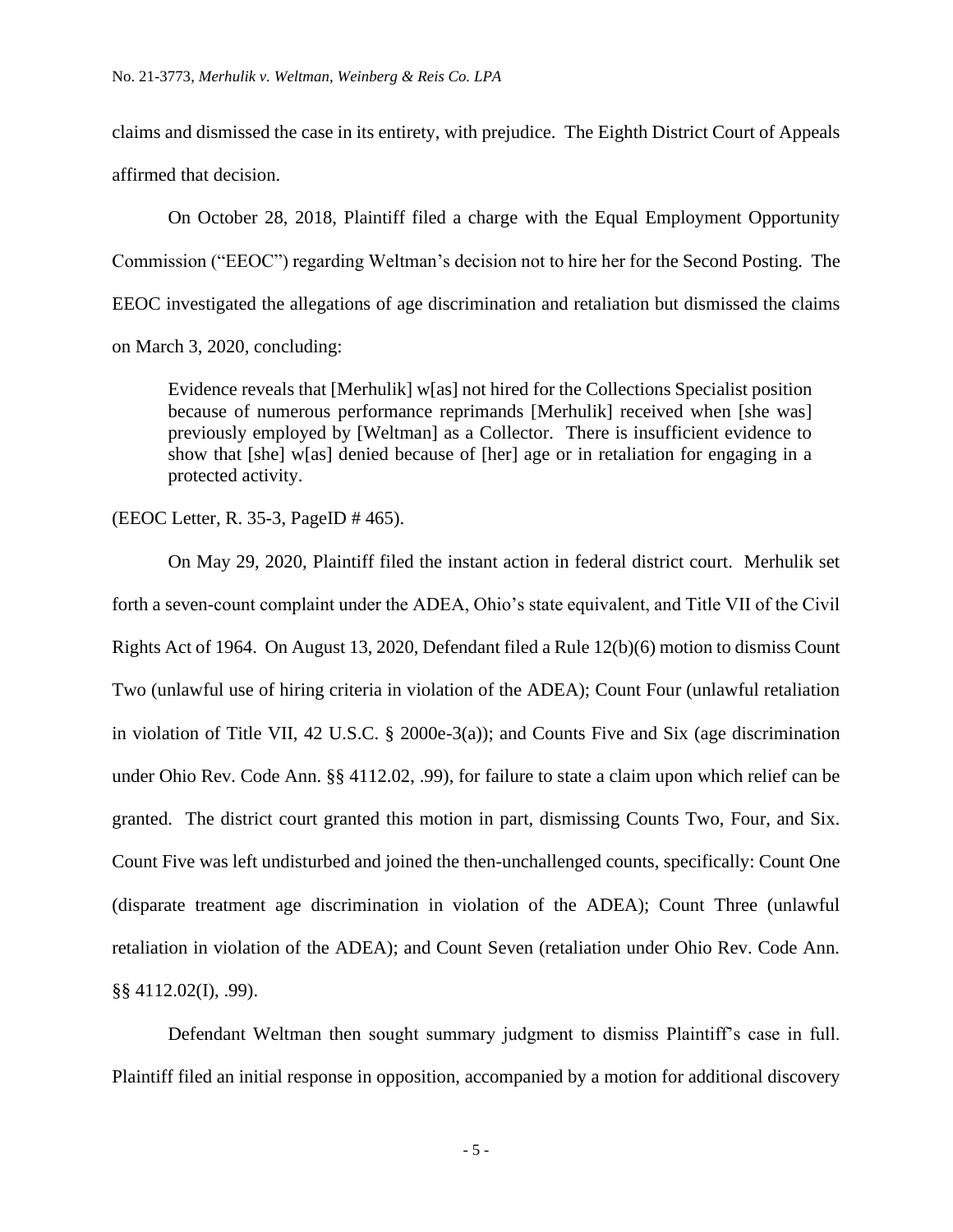claims and dismissed the case in its entirety, with prejudice. The Eighth District Court of Appeals affirmed that decision.

On October 28, 2018, Plaintiff filed a charge with the Equal Employment Opportunity Commission ("EEOC") regarding Weltman's decision not to hire her for the Second Posting. The EEOC investigated the allegations of age discrimination and retaliation but dismissed the claims on March 3, 2020, concluding:

> Evidence reveals that [Merhulik] w[as] not hired for the Collections Specialist position because of numerous performance reprimands [Merhulik] received when [she was] previously employed by [Weltman] as a Collector. There is insufficient evidence to show that [she] w[as] denied because of [her] age or in retaliation for engaging in a protected activity.

(EEOC Letter, R. 35-3, PageID # 465).

On May 29, 2020, Plaintiff filed the instant action in federal district court. Merhulik set forth a seven-count complaint under the ADEA, Ohio's state equivalent, and Title VII of the Civil Rights Act of 1964. On August 13, 2020, Defendant filed a Rule 12(b)(6) motion to dismiss Count Two (unlawful use of hiring criteria in violation of the ADEA); Count Four (unlawful retaliation in violation of Title VII, 42 U.S.C. § 2000e-3(a)); and Counts Five and Six (age discrimination under Ohio Rev. Code Ann. §§ 4112.02, .99), for failure to state a claim upon which relief can be granted. The district court granted this motion in part, dismissing Counts Two, Four, and Six. Count Five was left undisturbed and joined the then-unchallenged counts, specifically: Count One (disparate treatment age discrimination in violation of the ADEA); Count Three (unlawful retaliation in violation of the ADEA); and Count Seven (retaliation under Ohio Rev. Code Ann. §§ 4112.02(I), .99).

Defendant Weltman then sought summary judgment to dismiss Plaintiff's case in full. Plaintiff filed an initial response in opposition, accompanied by a motion for additional discovery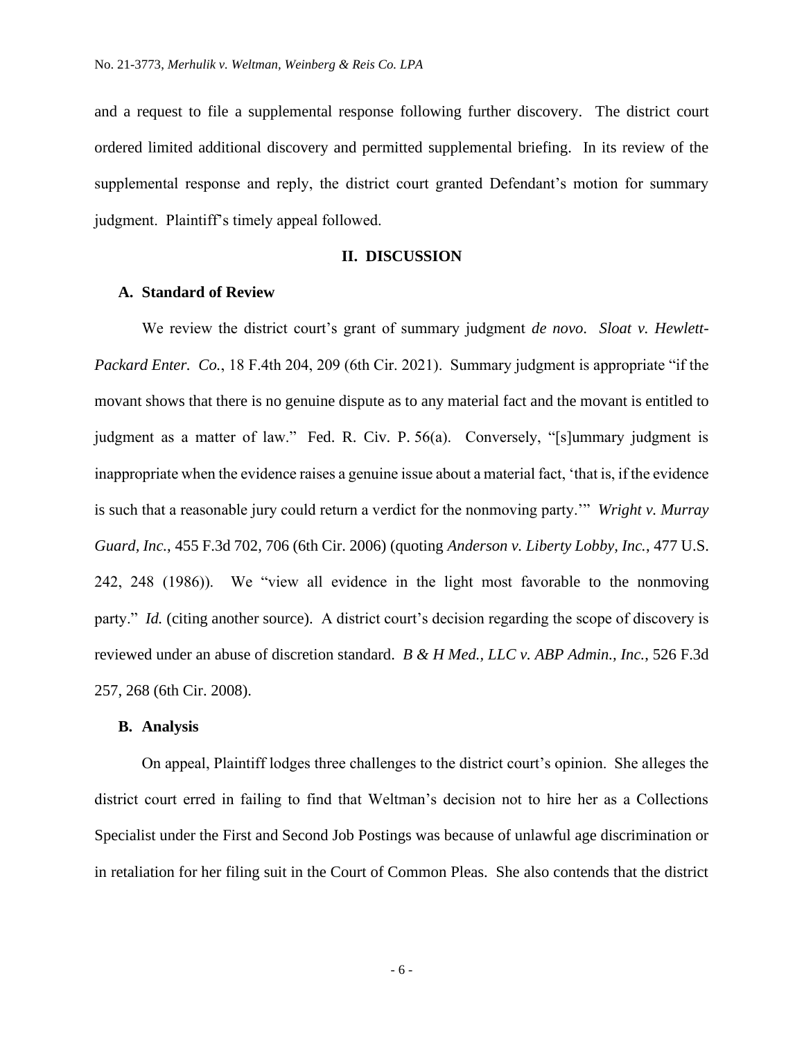and a request to file a supplemental response following further discovery. The district court ordered limited additional discovery and permitted supplemental briefing. In its review of the supplemental response and reply, the district court granted Defendant's motion for summary judgment. Plaintiff's timely appeal followed.

## II. DISCUSSION

### A. Standard of Review

We review the district court's grant of summary judgment *de novo*. *Sloat v. Hewlett-Packard Enter. Co.*, 18 F.4th 204, 209 (6th Cir. 2021). Summary judgment is appropriate "if the movant shows that there is no genuine dispute as to any material fact and the movant is entitled to judgment as a matter of law." Fed. R. Civ. P. 56(a). Conversely, "[s]ummary judgment is inappropriate when the evidence raises a genuine issue about a material fact, 'that is, if the evidence is such that a reasonable jury could return a verdict for the nonmoving party.'" *Wright v. Murray Guard, Inc.*, 455 F.3d 702, 706 (6th Cir. 2006) (quoting *Anderson v. Liberty Lobby, Inc.*, 477 U.S. 242, 248 (1986)). We "view all evidence in the light most favorable to the nonmoving party." *Id.* (citing another source). A district court's decision regarding the scope of discovery is reviewed under an abuse of discretion standard. *B & H Med., LLC v. ABP Admin., Inc.*, 526 F.3d 257, 268 (6th Cir. 2008).

### B. Analysis

On appeal, Plaintiff lodges three challenges to the district court's opinion. She alleges the district court erred in failing to find that Weltman's decision not to hire her as a Collections Specialist under the First and Second Job Postings was because of unlawful age discrimination or in retaliation for her filing suit in the Court of Common Pleas. She also contends that the district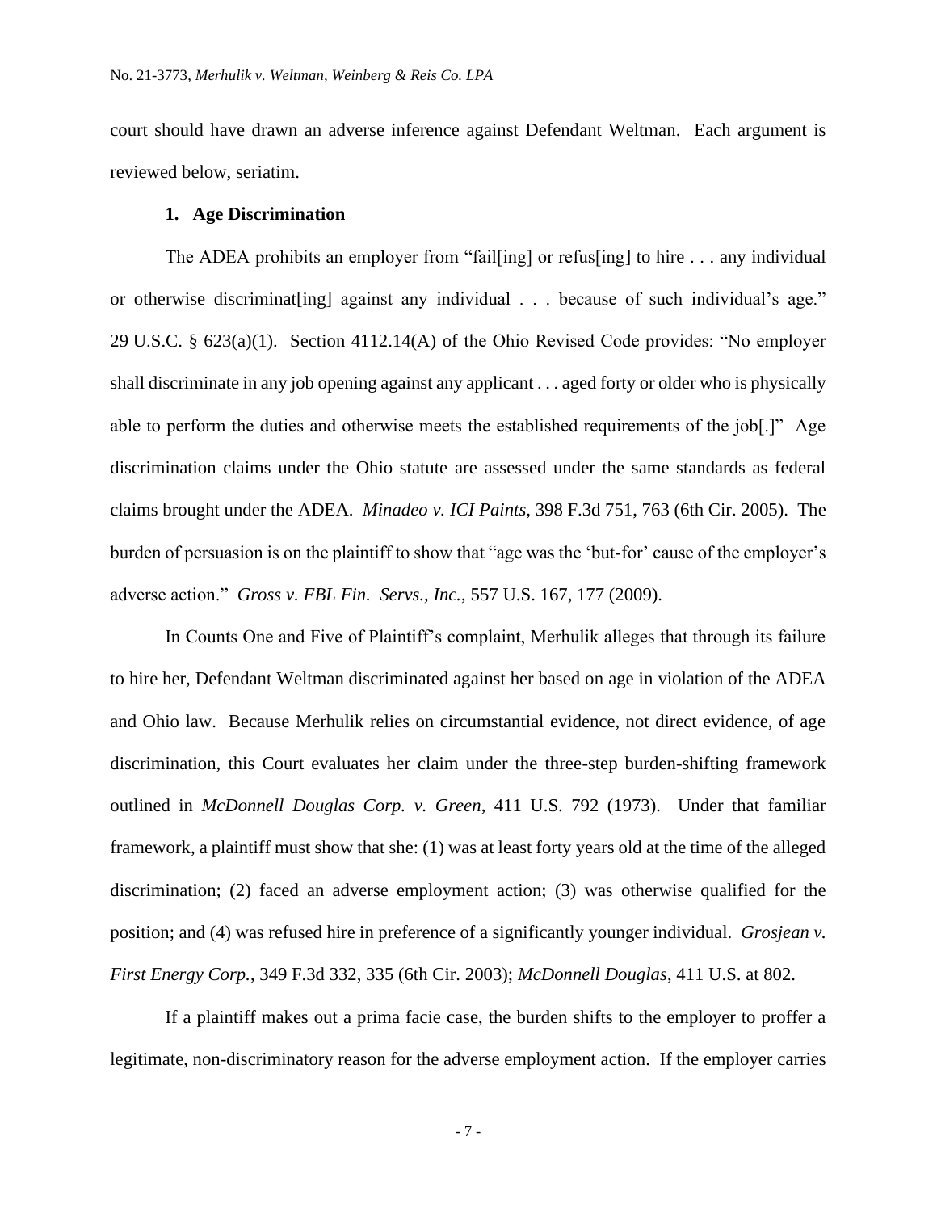court should have drawn an adverse inference against Defendant Weltman. Each argument is reviewed below, seriatim.

### 1. Age Discrimination

The ADEA prohibits an employer from "fail[ing] or refus[ing] to hire . . . any individual or otherwise discriminat[ing] against any individual . . . because of such individual's age." 29 U.S.C. § 623(a)(1). Section 4112.14(A) of the Ohio Revised Code provides: "No employer shall discriminate in any job opening against any applicant . . . aged forty or older who is physically able to perform the duties and otherwise meets the established requirements of the job[.]" Age discrimination claims under the Ohio statute are assessed under the same standards as federal claims brought under the ADEA. *Minadeo v. ICI Paints*, 398 F.3d 751, 763 (6th Cir. 2005). The burden of persuasion is on the plaintiff to show that "age was the 'but-for' cause of the employer's adverse action." *Gross v. FBL Fin. Servs., Inc.*, 557 U.S. 167, 177 (2009).

In Counts One and Five of Plaintiff's complaint, Merhulik alleges that through its failure to hire her, Defendant Weltman discriminated against her based on age in violation of the ADEA and Ohio law. Because Merhulik relies on circumstantial evidence, not direct evidence, of age discrimination, this Court evaluates her claim under the three-step burden-shifting framework outlined in *McDonnell Douglas Corp. v. Green*, 411 U.S. 792 (1973). Under that familiar framework, a plaintiff must show that she: (1) was at least forty years old at the time of the alleged discrimination; (2) faced an adverse employment action; (3) was otherwise qualified for the position; and (4) was refused hire in preference of a significantly younger individual. *Grosjean v. First Energy Corp.*, 349 F.3d 332, 335 (6th Cir. 2003); *McDonnell Douglas*, 411 U.S. at 802.

If a plaintiff makes out a prima facie case, the burden shifts to the employer to proffer a legitimate, non-discriminatory reason for the adverse employment action. If the employer carries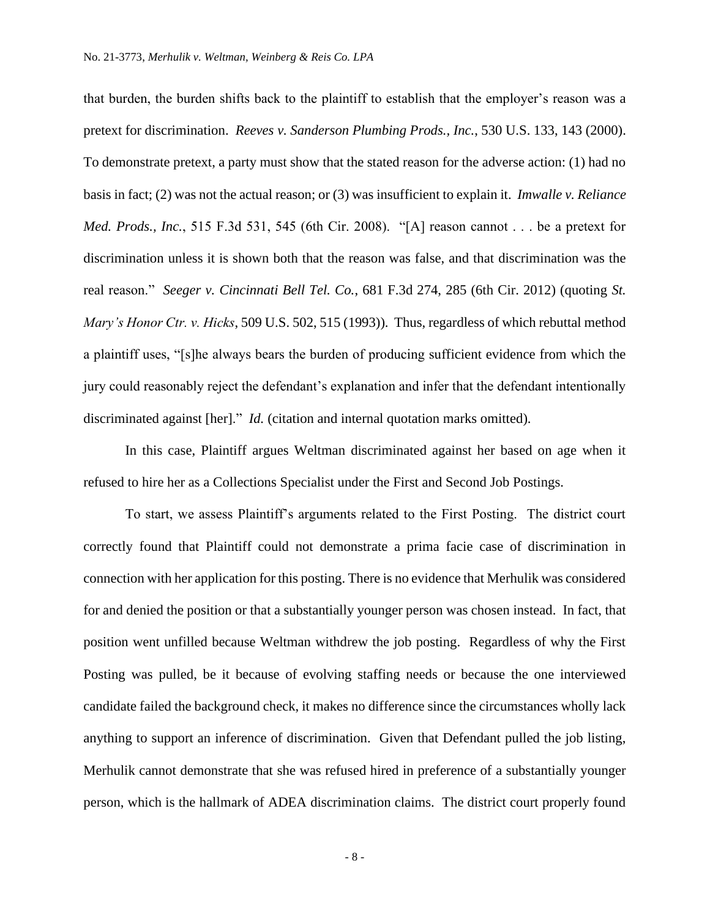that burden, the burden shifts back to the plaintiff to establish that the employer's reason was a pretext for discrimination. *Reeves v. Sanderson Plumbing Prods., Inc.*, 530 U.S. 133, 143 (2000). To demonstrate pretext, a party must show that the stated reason for the adverse action: (1) had no basis in fact; (2) was not the actual reason; or (3) was insufficient to explain it. *Imwalle v. Reliance Med. Prods., Inc.*, 515 F.3d 531, 545 (6th Cir. 2008). "[A] reason cannot . . . be a pretext for discrimination unless it is shown both that the reason was false, and that discrimination was the real reason." *Seeger v. Cincinnati Bell Tel. Co.*, 681 F.3d 274, 285 (6th Cir. 2012) (quoting *St. Mary's Honor Ctr. v. Hicks*, 509 U.S. 502, 515 (1993)). Thus, regardless of which rebuttal method a plaintiff uses, "[s]he always bears the burden of producing sufficient evidence from which the jury could reasonably reject the defendant's explanation and infer that the defendant intentionally discriminated against [her]." *Id.* (citation and internal quotation marks omitted).

In this case, Plaintiff argues Weltman discriminated against her based on age when it refused to hire her as a Collections Specialist under the First and Second Job Postings.

To start, we assess Plaintiff's arguments related to the First Posting. The district court correctly found that Plaintiff could not demonstrate a prima facie case of discrimination in connection with her application for this posting. There is no evidence that Merhulik was considered for and denied the position or that a substantially younger person was chosen instead. In fact, that position went unfilled because Weltman withdrew the job posting. Regardless of why the First Posting was pulled, be it because of evolving staffing needs or because the one interviewed candidate failed the background check, it makes no difference since the circumstances wholly lack anything to support an inference of discrimination. Given that Defendant pulled the job listing, Merhulik cannot demonstrate that she was refused hired in preference of a substantially younger person, which is the hallmark of ADEA discrimination claims. The district court properly found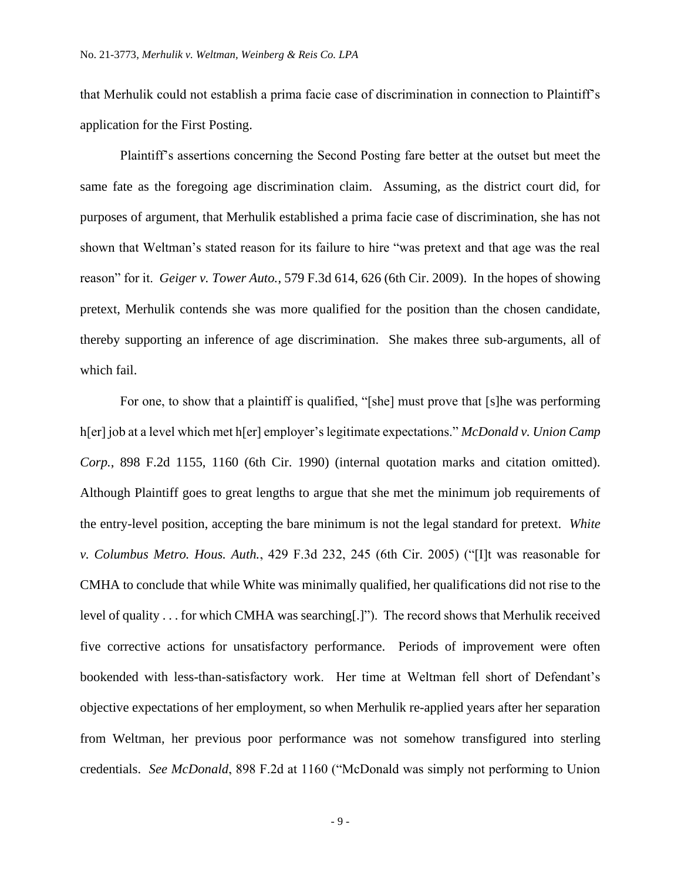that Merhulik could not establish a prima facie case of discrimination in connection to Plaintiff's application for the First Posting.

Plaintiff's assertions concerning the Second Posting fare better at the outset but meet the same fate as the foregoing age discrimination claim. Assuming, as the district court did, for purposes of argument, that Merhulik established a prima facie case of discrimination, she has not shown that Weltman's stated reason for its failure to hire "was pretext and that age was the real reason" for it. *Geiger v. Tower Auto.*, 579 F.3d 614, 626 (6th Cir. 2009). In the hopes of showing pretext, Merhulik contends she was more qualified for the position than the chosen candidate, thereby supporting an inference of age discrimination. She makes three sub-arguments, all of which fail.

For one, to show that a plaintiff is qualified, "[she] must prove that [s]he was performing h[er] job at a level which met h[er] employer's legitimate expectations." *McDonald v. Union Camp Corp.*, 898 F.2d 1155, 1160 (6th Cir. 1990) (internal quotation marks and citation omitted). Although Plaintiff goes to great lengths to argue that she met the minimum job requirements of the entry-level position, accepting the bare minimum is not the legal standard for pretext. *White v. Columbus Metro. Hous. Auth.*, 429 F.3d 232, 245 (6th Cir. 2005) ("[I]t was reasonable for CMHA to conclude that while White was minimally qualified, her qualifications did not rise to the level of quality . . . for which CMHA was searching[.]"). The record shows that Merhulik received five corrective actions for unsatisfactory performance. Periods of improvement were often bookended with less-than-satisfactory work. Her time at Weltman fell short of Defendant's objective expectations of her employment, so when Merhulik re-applied years after her separation from Weltman, her previous poor performance was not somehow transfigured into sterling credentials. *See McDonald*, 898 F.2d at 1160 ("McDonald was simply not performing to Union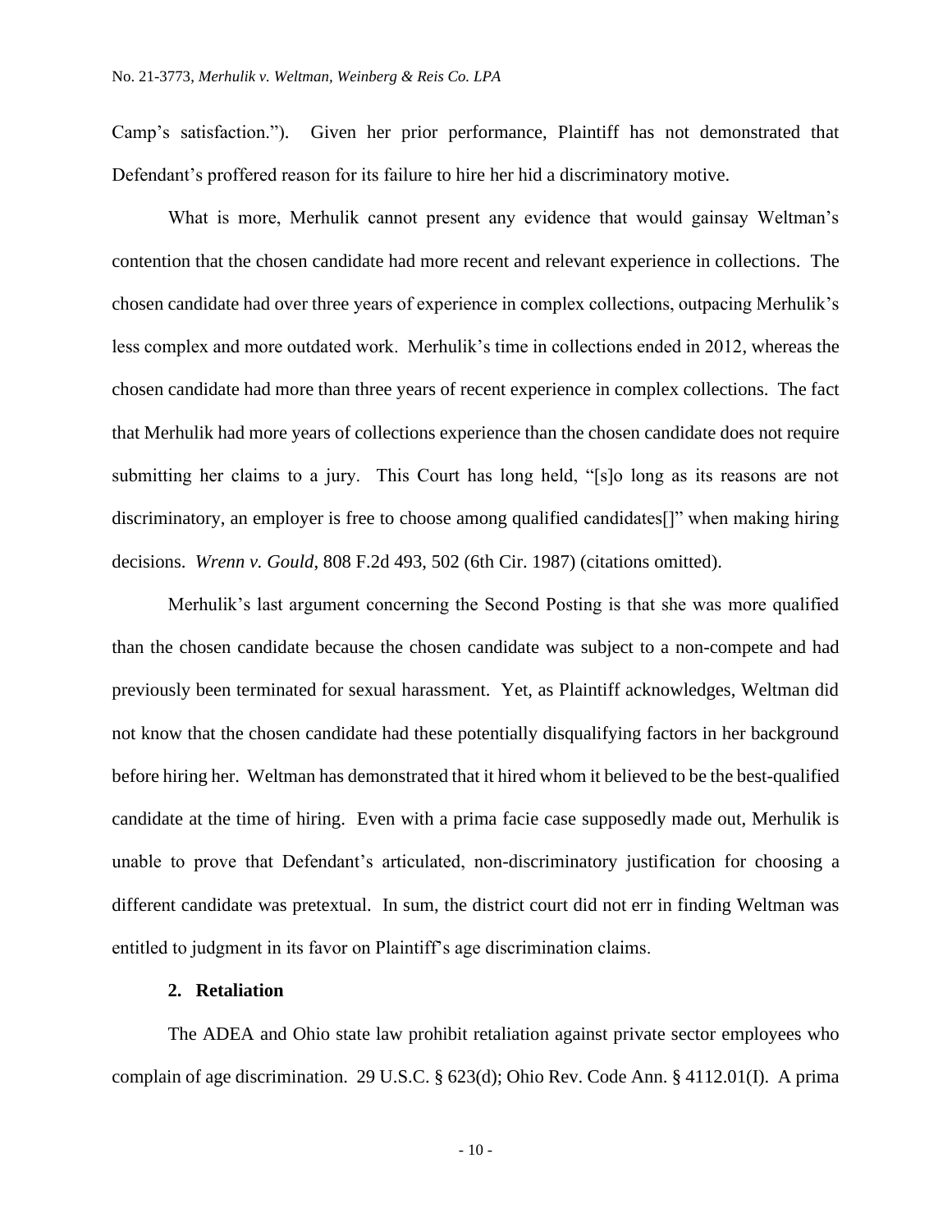Camp's satisfaction."). Given her prior performance, Plaintiff has not demonstrated that Defendant's proffered reason for its failure to hire her hid a discriminatory motive.

What is more, Merhulik cannot present any evidence that would gainsay Weltman's contention that the chosen candidate had more recent and relevant experience in collections. The chosen candidate had over three years of experience in complex collections, outpacing Merhulik's less complex and more outdated work. Merhulik's time in collections ended in 2012, whereas the chosen candidate had more than three years of recent experience in complex collections. The fact that Merhulik had more years of collections experience than the chosen candidate does not require submitting her claims to a jury. This Court has long held, "[s]o long as its reasons are not discriminatory, an employer is free to choose among qualified candidates[]" when making hiring decisions. *Wrenn v. Gould*, 808 F.2d 493, 502 (6th Cir. 1987) (citations omitted).

Merhulik's last argument concerning the Second Posting is that she was more qualified than the chosen candidate because the chosen candidate was subject to a non-compete and had previously been terminated for sexual harassment. Yet, as Plaintiff acknowledges, Weltman did not know that the chosen candidate had these potentially disqualifying factors in her background before hiring her. Weltman has demonstrated that it hired whom it believed to be the best-qualified candidate at the time of hiring. Even with a prima facie case supposedly made out, Merhulik is unable to prove that Defendant's articulated, non-discriminatory justification for choosing a different candidate was pretextual. In sum, the district court did not err in finding Weltman was entitled to judgment in its favor on Plaintiff's age discrimination claims.

### 2. Retaliation

The ADEA and Ohio state law prohibit retaliation against private sector employees who complain of age discrimination. 29 U.S.C. § 623(d); Ohio Rev. Code Ann. § 4112.01(I). A prima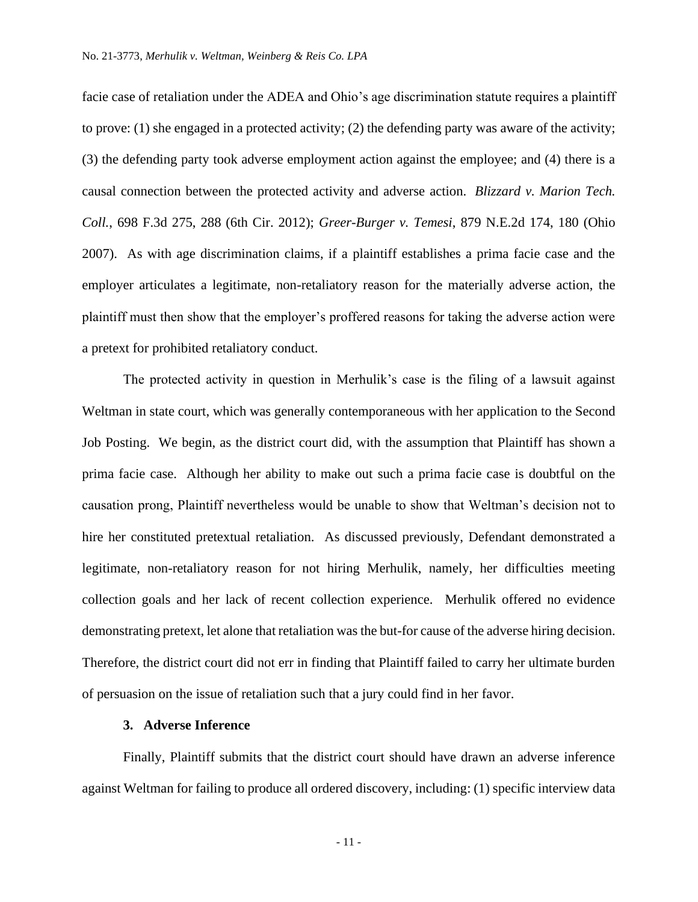facie case of retaliation under the ADEA and Ohio's age discrimination statute requires a plaintiff to prove: (1) she engaged in a protected activity; (2) the defending party was aware of the activity; (3) the defending party took adverse employment action against the employee; and (4) there is a causal connection between the protected activity and adverse action. *Blizzard v. Marion Tech. Coll.*, 698 F.3d 275, 288 (6th Cir. 2012); *Greer-Burger v. Temesi*, 879 N.E.2d 174, 180 (Ohio 2007). As with age discrimination claims, if a plaintiff establishes a prima facie case and the employer articulates a legitimate, non-retaliatory reason for the materially adverse action, the plaintiff must then show that the employer's proffered reasons for taking the adverse action were a pretext for prohibited retaliatory conduct.

The protected activity in question in Merhulik's case is the filing of a lawsuit against Weltman in state court, which was generally contemporaneous with her application to the Second Job Posting. We begin, as the district court did, with the assumption that Plaintiff has shown a prima facie case. Although her ability to make out such a prima facie case is doubtful on the causation prong, Plaintiff nevertheless would be unable to show that Weltman's decision not to hire her constituted pretextual retaliation. As discussed previously, Defendant demonstrated a legitimate, non-retaliatory reason for not hiring Merhulik, namely, her difficulties meeting collection goals and her lack of recent collection experience. Merhulik offered no evidence demonstrating pretext, let alone that retaliation was the but-for cause of the adverse hiring decision. Therefore, the district court did not err in finding that Plaintiff failed to carry her ultimate burden of persuasion on the issue of retaliation such that a jury could find in her favor.

**3. Adverse Inference**

Finally, Plaintiff submits that the district court should have drawn an adverse inference against Weltman for failing to produce all ordered discovery, including: (1) specific interview data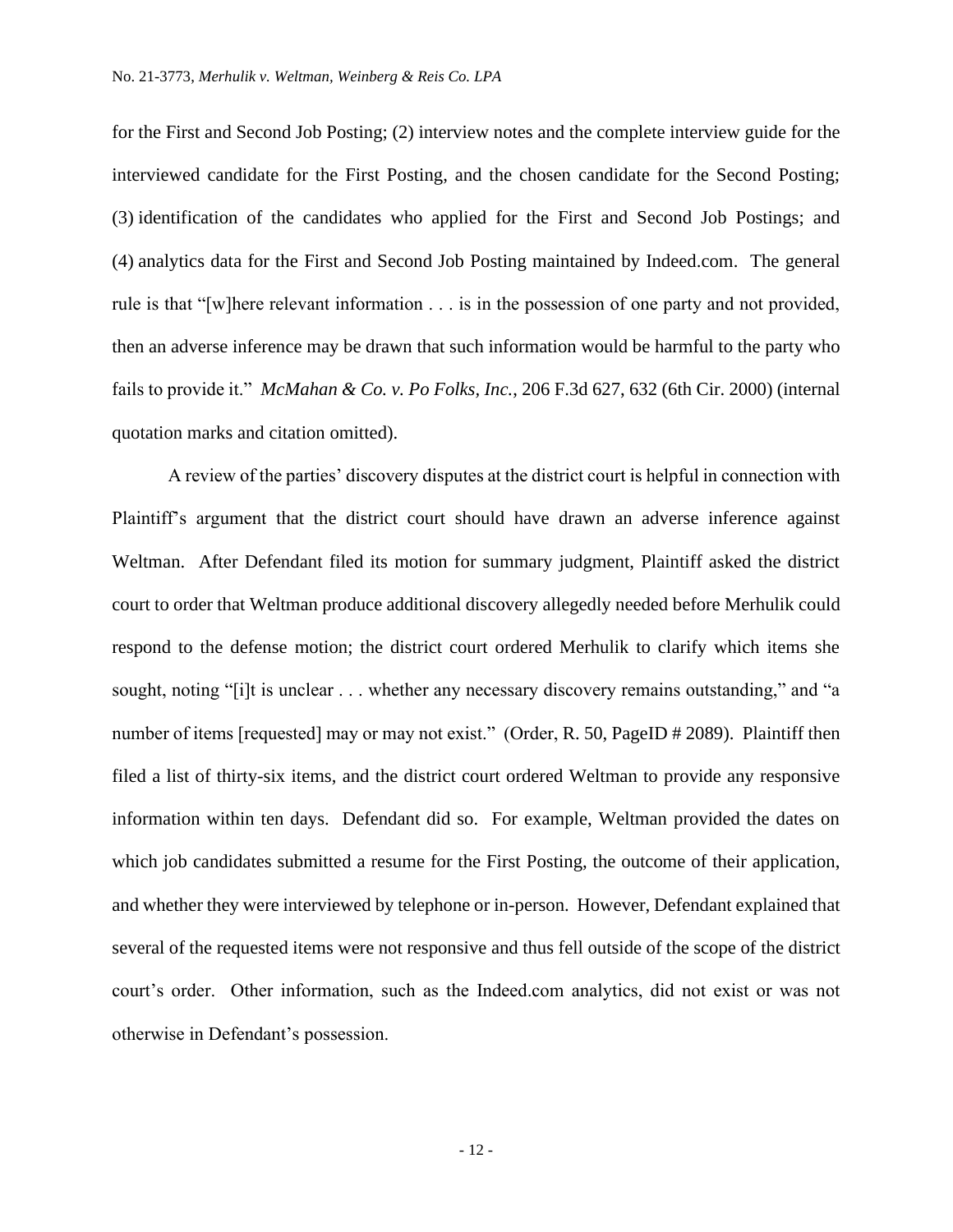for the First and Second Job Posting; (2) interview notes and the complete interview guide for the interviewed candidate for the First Posting, and the chosen candidate for the Second Posting; (3) identification of the candidates who applied for the First and Second Job Postings; and (4) analytics data for the First and Second Job Posting maintained by Indeed.com. The general rule is that "[w]here relevant information . . . is in the possession of one party and not provided, then an adverse inference may be drawn that such information would be harmful to the party who fails to provide it." *McMahan & Co. v. Po Folks, Inc.*, 206 F.3d 627, 632 (6th Cir. 2000) (internal quotation marks and citation omitted).

A review of the parties' discovery disputes at the district court is helpful in connection with Plaintiff's argument that the district court should have drawn an adverse inference against Weltman. After Defendant filed its motion for summary judgment, Plaintiff asked the district court to order that Weltman produce additional discovery allegedly needed before Merhulik could respond to the defense motion; the district court ordered Merhulik to clarify which items she sought, noting "[i]t is unclear . . . whether any necessary discovery remains outstanding," and "a number of items [requested] may or may not exist." (Order, R. 50, PageID # 2089). Plaintiff then filed a list of thirty-six items, and the district court ordered Weltman to provide any responsive information within ten days. Defendant did so. For example, Weltman provided the dates on which job candidates submitted a resume for the First Posting, the outcome of their application, and whether they were interviewed by telephone or in-person. However, Defendant explained that several of the requested items were not responsive and thus fell outside of the scope of the district court's order. Other information, such as the Indeed.com analytics, did not exist or was not otherwise in Defendant's possession.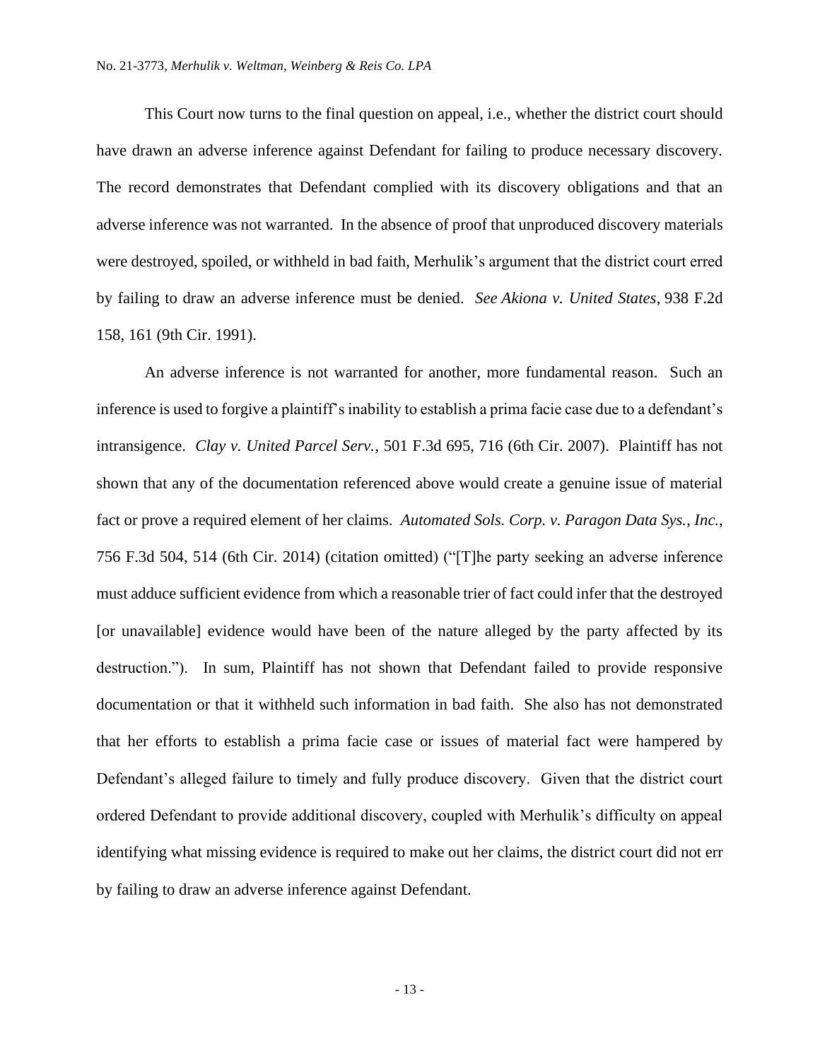This Court now turns to the final question on appeal, i.e., whether the district court should have drawn an adverse inference against Defendant for failing to produce necessary discovery. The record demonstrates that Defendant complied with its discovery obligations and that an adverse inference was not warranted. In the absence of proof that unproduced discovery materials were destroyed, spoiled, or withheld in bad faith, Merhulik's argument that the district court erred by failing to draw an adverse inference must be denied. *See Akiona v. United States*, 938 F.2d 158, 161 (9th Cir. 1991).

An adverse inference is not warranted for another, more fundamental reason. Such an inference is used to forgive a plaintiff's inability to establish a prima facie case due to a defendant's intransigence. *Clay v. United Parcel Serv.*, 501 F.3d 695, 716 (6th Cir. 2007). Plaintiff has not shown that any of the documentation referenced above would create a genuine issue of material fact or prove a required element of her claims. *Automated Sols. Corp. v. Paragon Data Sys., Inc.*, 756 F.3d 504, 514 (6th Cir. 2014) (citation omitted) ("[T]he party seeking an adverse inference must adduce sufficient evidence from which a reasonable trier of fact could infer that the destroyed [or unavailable] evidence would have been of the nature alleged by the party affected by its destruction."). In sum, Plaintiff has not shown that Defendant failed to provide responsive documentation or that it withheld such information in bad faith. She also has not demonstrated that her efforts to establish a prima facie case or issues of material fact were hampered by Defendant's alleged failure to timely and fully produce discovery. Given that the district court ordered Defendant to provide additional discovery, coupled with Merhulik's difficulty on appeal identifying what missing evidence is required to make out her claims, the district court did not err by failing to draw an adverse inference against Defendant.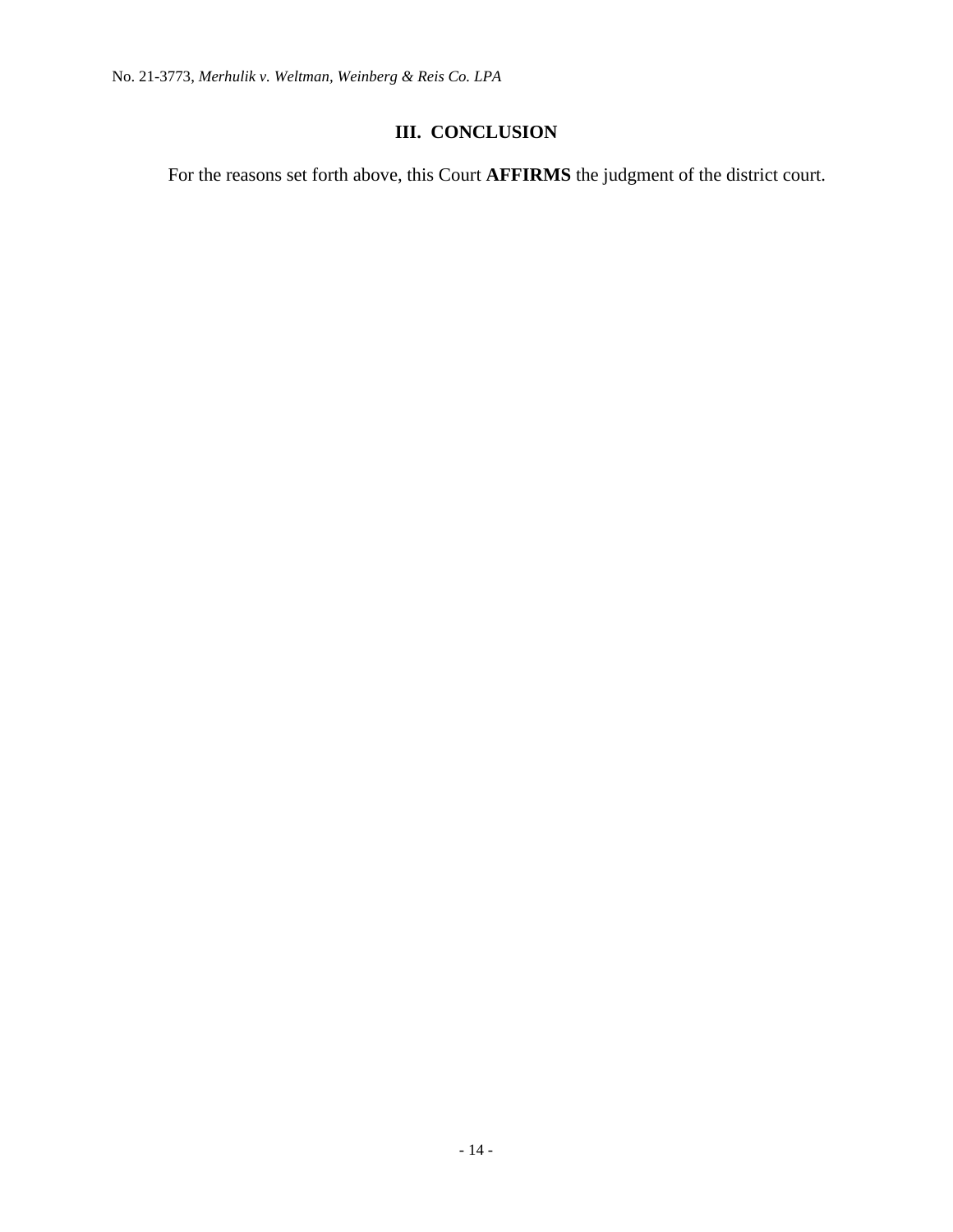## III. CONCLUSION

For the reasons set forth above, this Court **AFFIRMS** the judgment of the district court.